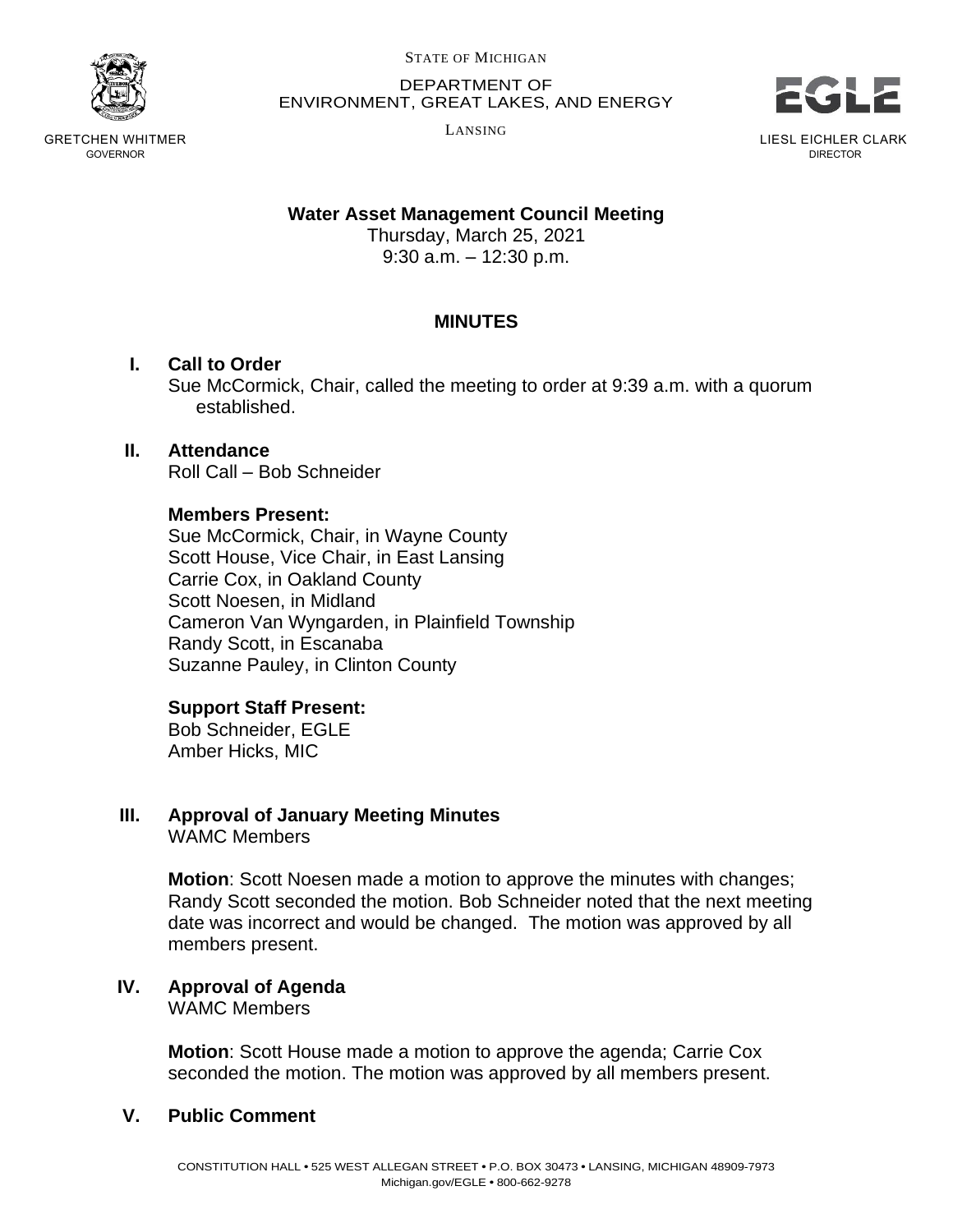STATE OF MICHIGAN

DEPARTMENT OF
ENVIRONMENT, GREAT LAKES, AND ENERGY

LANSING

GRETCHEN WHITMER
GOVERNOR

LIESL EICHLER CLARK
DIRECTOR

**Water Asset Management Council Meeting**
Thursday, March 25, 2021
9:30 a.m. – 12:30 p.m.

## MINUTES

### I. Call to Order

Sue McCormick, Chair, called the meeting to order at 9:39 a.m. with a quorum established.

### II. Attendance

Roll Call – Bob Schneider

**Members Present:**
Sue McCormick, Chair, in Wayne County
Scott House, Vice Chair, in East Lansing
Carrie Cox, in Oakland County
Scott Noesen, in Midland
Cameron Van Wyngarden, in Plainfield Township
Randy Scott, in Escanaba
Suzanne Pauley, in Clinton County

**Support Staff Present:**
Bob Schneider, EGLE
Amber Hicks, MIC

### III. Approval of January Meeting Minutes

WAMC Members

**Motion**: Scott Noesen made a motion to approve the minutes with changes; Randy Scott seconded the motion. Bob Schneider noted that the next meeting date was incorrect and would be changed. The motion was approved by all members present.

### IV. Approval of Agenda

WAMC Members

**Motion**: Scott House made a motion to approve the agenda; Carrie Cox seconded the motion. The motion was approved by all members present.

### V. Public Comment

CONSTITUTION HALL • 525 WEST ALLEGAN STREET • P.O. BOX 30473 • LANSING, MICHIGAN 48909-7973
Michigan.gov/EGLE • 800-662-9278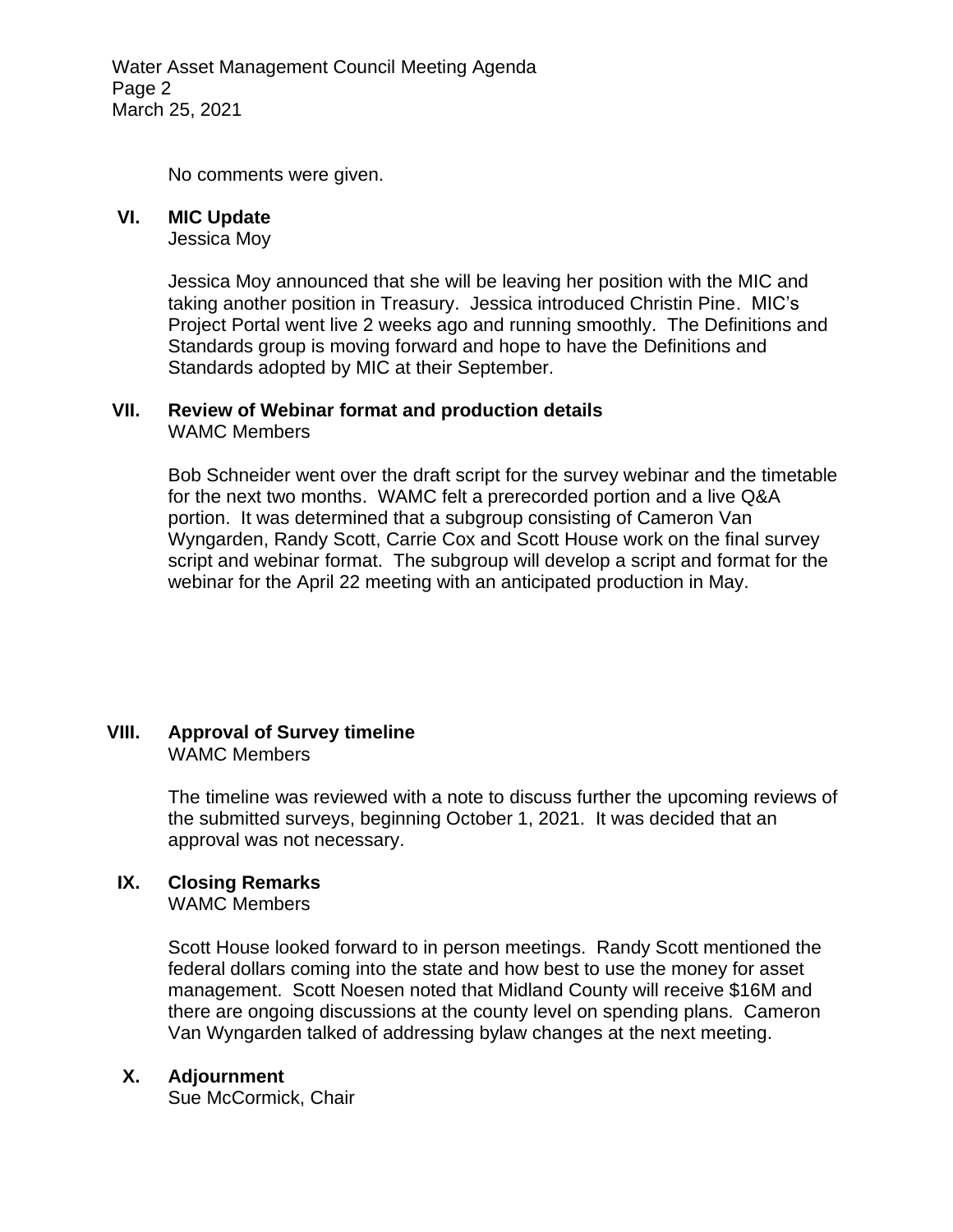No comments were given.

**VI. MIC Update**
Jessica Moy

Jessica Moy announced that she will be leaving her position with the MIC and taking another position in Treasury. Jessica introduced Christin Pine. MIC's Project Portal went live 2 weeks ago and running smoothly. The Definitions and Standards group is moving forward and hope to have the Definitions and Standards adopted by MIC at their September.

**VII. Review of Webinar format and production details**
WAMC Members

Bob Schneider went over the draft script for the survey webinar and the timetable for the next two months. WAMC felt a prerecorded portion and a live Q&A portion. It was determined that a subgroup consisting of Cameron Van Wyngarden, Randy Scott, Carrie Cox and Scott House work on the final survey script and webinar format. The subgroup will develop a script and format for the webinar for the April 22 meeting with an anticipated production in May.

**VIII. Approval of Survey timeline**
WAMC Members

The timeline was reviewed with a note to discuss further the upcoming reviews of the submitted surveys, beginning October 1, 2021. It was decided that an approval was not necessary.

**IX. Closing Remarks**
WAMC Members

Scott House looked forward to in person meetings. Randy Scott mentioned the federal dollars coming into the state and how best to use the money for asset management. Scott Noesen noted that Midland County will receive $16M and there are ongoing discussions at the county level on spending plans. Cameron Van Wyngarden talked of addressing bylaw changes at the next meeting.

**X. Adjournment**
Sue McCormick, Chair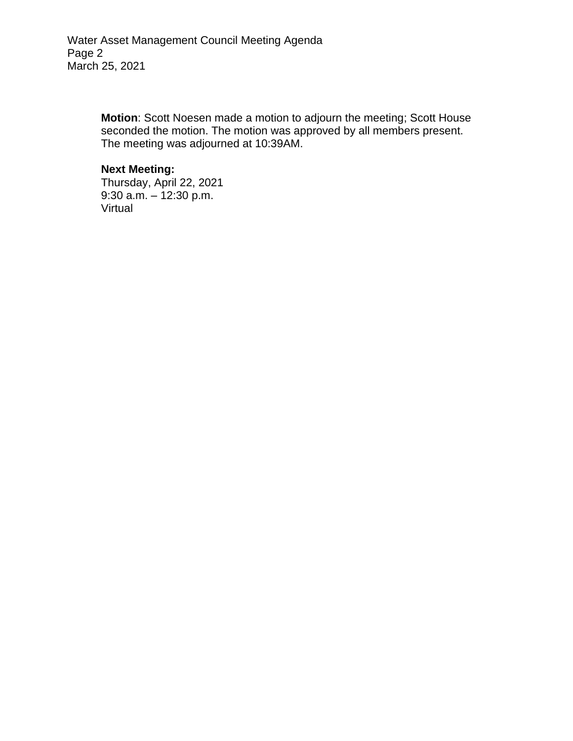**Motion**: Scott Noesen made a motion to adjourn the meeting; Scott House seconded the motion. The motion was approved by all members present. The meeting was adjourned at 10:39AM.

**Next Meeting:**
Thursday, April 22, 2021
9:30 a.m. – 12:30 p.m.
Virtual